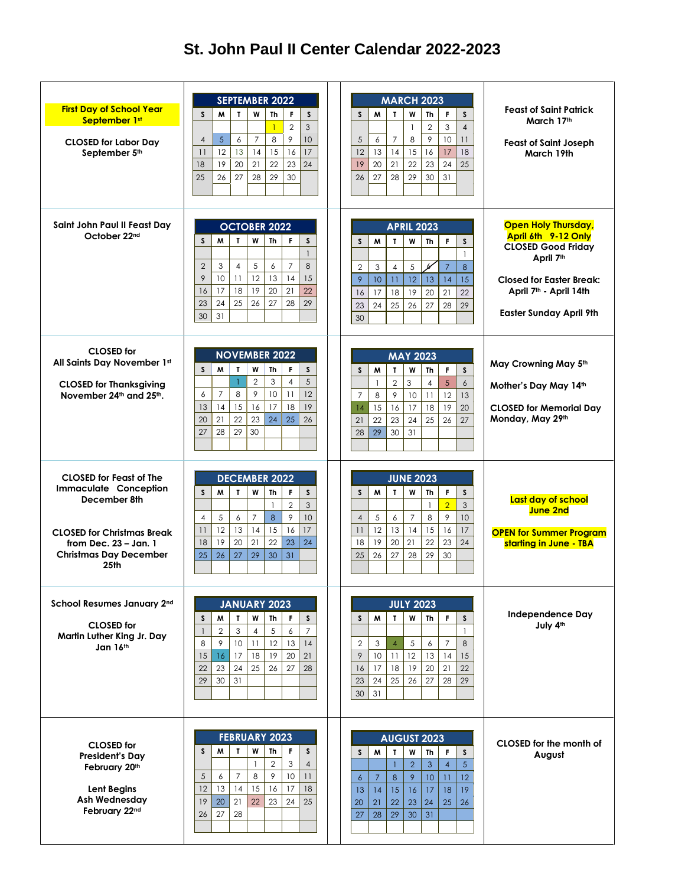# St. John Paul II Center Calendar 2022-2023

**First Day of School Year September 1st**

CLOSED for Labor Day September 5th

### SEPTEMBER 2022

| S | M | T | W | Th | F | S |
|---|---|---|---|---|---|---|
| | | | | 1 | 2 | 3 |
| 4 | 5 | 6 | 7 | 8 | 9 | 10 |
| 11 | 12 | 13 | 14 | 15 | 16 | 17 |
| 18 | 19 | 20 | 21 | 22 | 23 | 24 |
| 25 | 26 | 27 | 28 | 29 | 30 | |

### MARCH 2023

| S | M | T | W | Th | F | S |
|---|---|---|---|---|---|---|
| | | | 1 | 2 | 3 | 4 |
| 5 | 6 | 7 | 8 | 9 | 10 | 11 |
| 12 | 13 | 14 | 15 | 16 | 17 | 18 |
| 19 | 20 | 21 | 22 | 23 | 24 | 25 |
| 26 | 27 | 28 | 29 | 30 | 31 | |

Feast of Saint Patrick March 17th

Feast of Saint Joseph March 19th

Saint John Paul II Feast Day October 22nd

### OCTOBER 2022

| S | M | T | W | Th | F | S |
|---|---|---|---|---|---|---|
| | | | | | | 1 |
| 2 | 3 | 4 | 5 | 6 | 7 | 8 |
| 9 | 10 | 11 | 12 | 13 | 14 | 15 |
| 16 | 17 | 18 | 19 | 20 | 21 | 22 |
| 23 | 24 | 25 | 26 | 27 | 28 | 29 |
| 30 | 31 | | | | | |

### APRIL 2023

| S | M | T | W | Th | F | S |
|---|---|---|---|---|---|---|
| | | | | | | 1 |
| 2 | 3 | 4 | 5 | 6 | 7 | 8 |
| 9 | 10 | 11 | 12 | 13 | 14 | 15 |
| 16 | 17 | 18 | 19 | 20 | 21 | 22 |
| 23 | 24 | 25 | 26 | 27 | 28 | 29 |
| 30 | | | | | | |

**Open Holy Thursday, April 6th 9-12 Only**

CLOSED Good Friday April 7th

Closed for Easter Break: April 7th - April 14th

Easter Sunday April 9th

CLOSED for All Saints Day November 1st

CLOSED for Thanksgiving November 24th and 25th.

### NOVEMBER 2022

| S | M | T | W | Th | F | S |
|---|---|---|---|---|---|---|
| | | 1 | 2 | 3 | 4 | 5 |
| 6 | 7 | 8 | 9 | 10 | 11 | 12 |
| 13 | 14 | 15 | 16 | 17 | 18 | 19 |
| 20 | 21 | 22 | 23 | 24 | 25 | 26 |
| 27 | 28 | 29 | 30 | | | |

### MAY 2023

| S | M | T | W | Th | F | S |
|---|---|---|---|---|---|---|
| | 1 | 2 | 3 | 4 | 5 | 6 |
| 7 | 8 | 9 | 10 | 11 | 12 | 13 |
| 14 | 15 | 16 | 17 | 18 | 19 | 20 |
| 21 | 22 | 23 | 24 | 25 | 26 | 27 |
| 28 | 29 | 30 | 31 | | | |

May Crowning May 5th

Mother's Day May 14th

CLOSED for Memorial Day Monday, May 29th

CLOSED for Feast of The Immaculate Conception December 8th

CLOSED for Christmas Break from Dec. 23 – Jan. 1
Christmas Day December 25th

### DECEMBER 2022

| S | M | T | W | Th | F | S |
|---|---|---|---|---|---|---|
| | | | | 1 | 2 | 3 |
| 4 | 5 | 6 | 7 | 8 | 9 | 10 |
| 11 | 12 | 13 | 14 | 15 | 16 | 17 |
| 18 | 19 | 20 | 21 | 22 | 23 | 24 |
| 25 | 26 | 27 | 29 | 30 | 31 | |

### JUNE 2023

| S | M | T | W | Th | F | S |
|---|---|---|---|---|---|---|
| | | | | 1 | 2 | 3 |
| 4 | 5 | 6 | 7 | 8 | 9 | 10 |
| 11 | 12 | 13 | 14 | 15 | 16 | 17 |
| 18 | 19 | 20 | 21 | 22 | 23 | 24 |
| 25 | 26 | 27 | 28 | 29 | 30 | |

**Last day of school June 2nd**

**OPEN for Summer Program starting in June - TBA**

School Resumes January 2nd

CLOSED for Martin Luther King Jr. Day Jan 16th

### JANUARY 2023

| S | M | T | W | Th | F | S |
|---|---|---|---|---|---|---|
| 1 | 2 | 3 | 4 | 5 | 6 | 7 |
| 8 | 9 | 10 | 11 | 12 | 13 | 14 |
| 15 | 16 | 17 | 18 | 19 | 20 | 21 |
| 22 | 23 | 24 | 25 | 26 | 27 | 28 |
| 29 | 30 | 31 | | | | |

### JULY 2023

| S | M | T | W | Th | F | S |
|---|---|---|---|---|---|---|
| | | | | | | 1 |
| 2 | 3 | 4 | 5 | 6 | 7 | 8 |
| 9 | 10 | 11 | 12 | 13 | 14 | 15 |
| 16 | 17 | 18 | 19 | 20 | 21 | 22 |
| 23 | 24 | 25 | 26 | 27 | 28 | 29 |
| 30 | 31 | | | | | |

Independence Day July 4th

CLOSED for President's Day February 20th

Lent Begins Ash Wednesday February 22nd

### FEBRUARY 2023

| S | M | T | W | Th | F | S |
|---|---|---|---|---|---|---|
| | | | 1 | 2 | 3 | 4 |
| 5 | 6 | 7 | 8 | 9 | 10 | 11 |
| 12 | 13 | 14 | 15 | 16 | 17 | 18 |
| 19 | 20 | 21 | 22 | 23 | 24 | 25 |
| 26 | 27 | 28 | | | | |

### AUGUST 2023

| S | M | T | W | Th | F | S |
|---|---|---|---|---|---|---|
| | | 1 | 2 | 3 | 4 | 5 |
| 6 | 7 | 8 | 9 | 10 | 11 | 12 |
| 13 | 14 | 15 | 16 | 17 | 18 | 19 |
| 20 | 21 | 22 | 23 | 24 | 25 | 26 |
| 27 | 28 | 29 | 30 | 31 | | |

CLOSED for the month of August